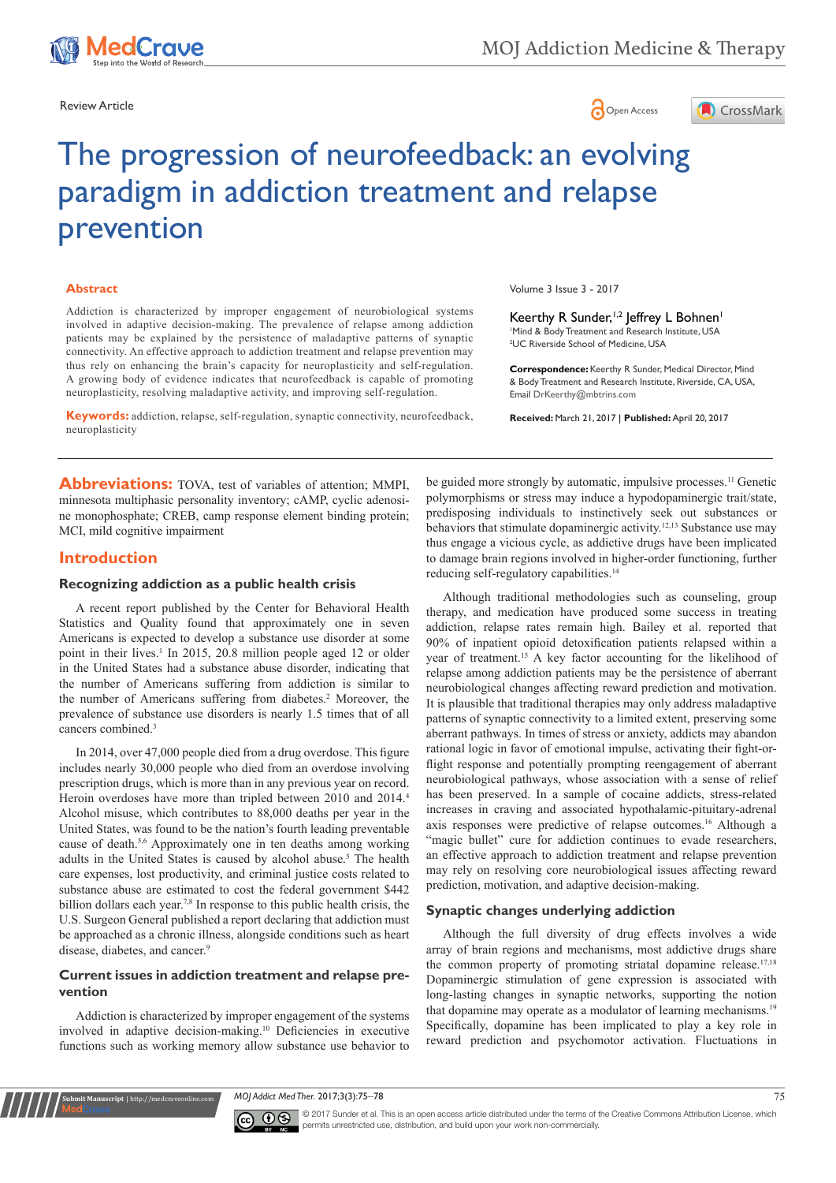Review Article

# The progression of neurofeedback: an evolving paradigm in addiction treatment and relapse prevention

Volume 3 Issue 3 - 2017

Keerthy R Sunder,[1,2] Jeffrey L Bohnen[1]

[1]Mind & Body Treatment and Research Institute, USA
[2]UC Riverside School of Medicine, USA

**Correspondence:** Keerthy R Sunder, Medical Director, Mind & Body Treatment and Research Institute, Riverside, CA, USA, Email DrKeerthy@mbtrins.com

**Received:** March 21, 2017 | **Published:** April 20, 2017

## Abstract

Addiction is characterized by improper engagement of neurobiological systems involved in adaptive decision-making. The prevalence of relapse among addiction patients may be explained by the persistence of maladaptive patterns of synaptic connectivity. An effective approach to addiction treatment and relapse prevention may thus rely on enhancing the brain's capacity for neuroplasticity and self-regulation. A growing body of evidence indicates that neurofeedback is capable of promoting neuroplasticity, resolving maladaptive activity, and improving self-regulation.

**Keywords:** addiction, relapse, self-regulation, synaptic connectivity, neurofeedback, neuroplasticity

**Abbreviations:** TOVA, test of variables of attention; MMPI, minnesota multiphasic personality inventory; cAMP, cyclic adenosine monophosphate; CREB, camp response element binding protein; MCI, mild cognitive impairment

## Introduction

### Recognizing addiction as a public health crisis

A recent report published by the Center for Behavioral Health Statistics and Quality found that approximately one in seven Americans is expected to develop a substance use disorder at some point in their lives.[1] In 2015, 20.8 million people aged 12 or older in the United States had a substance abuse disorder, indicating that the number of Americans suffering from addiction is similar to the number of Americans suffering from diabetes.[2] Moreover, the prevalence of substance use disorders is nearly 1.5 times that of all cancers combined.[3]

In 2014, over 47,000 people died from a drug overdose. This figure includes nearly 30,000 people who died from an overdose involving prescription drugs, which is more than in any previous year on record. Heroin overdoses have more than tripled between 2010 and 2014.[4] Alcohol misuse, which contributes to 88,000 deaths per year in the United States, was found to be the nation's fourth leading preventable cause of death.[5,6] Approximately one in ten deaths among working adults in the United States is caused by alcohol abuse.[5] The health care expenses, lost productivity, and criminal justice costs related to substance abuse are estimated to cost the federal government $442 billion dollars each year.[7,8] In response to this public health crisis, the U.S. Surgeon General published a report declaring that addiction must be approached as a chronic illness, alongside conditions such as heart disease, diabetes, and cancer.[9]

### Current issues in addiction treatment and relapse prevention

Addiction is characterized by improper engagement of the systems involved in adaptive decision-making.[10] Deficiencies in executive functions such as working memory allow substance use behavior to be guided more strongly by automatic, impulsive processes.[11] Genetic polymorphisms or stress may induce a hypodopaminergic trait/state, predisposing individuals to instinctively seek out substances or behaviors that stimulate dopaminergic activity.[12,13] Substance use may thus engage a vicious cycle, as addictive drugs have been implicated to damage brain regions involved in higher-order functioning, further reducing self-regulatory capabilities.[14]

Although traditional methodologies such as counseling, group therapy, and medication have produced some success in treating addiction, relapse rates remain high. Bailey et al. reported that 90% of inpatient opioid detoxification patients relapsed within a year of treatment.[15] A key factor accounting for the likelihood of relapse among addiction patients may be the persistence of aberrant neurobiological changes affecting reward prediction and motivation. It is plausible that traditional therapies may only address maladaptive patterns of synaptic connectivity to a limited extent, preserving some aberrant pathways. In times of stress or anxiety, addicts may abandon rational logic in favor of emotional impulse, activating their fight-or-flight response and potentially prompting reengagement of aberrant neurobiological pathways, whose association with a sense of relief has been preserved. In a sample of cocaine addicts, stress-related increases in craving and associated hypothalamic-pituitary-adrenal axis responses were predictive of relapse outcomes.[16] Although a "magic bullet" cure for addiction continues to evade researchers, an effective approach to addiction treatment and relapse prevention may rely on resolving core neurobiological issues affecting reward prediction, motivation, and adaptive decision-making.

### Synaptic changes underlying addiction

Although the full diversity of drug effects involves a wide array of brain regions and mechanisms, most addictive drugs share the common property of promoting striatal dopamine release.[17,18] Dopaminergic stimulation of gene expression is associated with long-lasting changes in synaptic networks, supporting the notion that dopamine may operate as a modulator of learning mechanisms.[19] Specifically, dopamine has been implicated to play a key role in reward prediction and psychomotor activation. Fluctuations in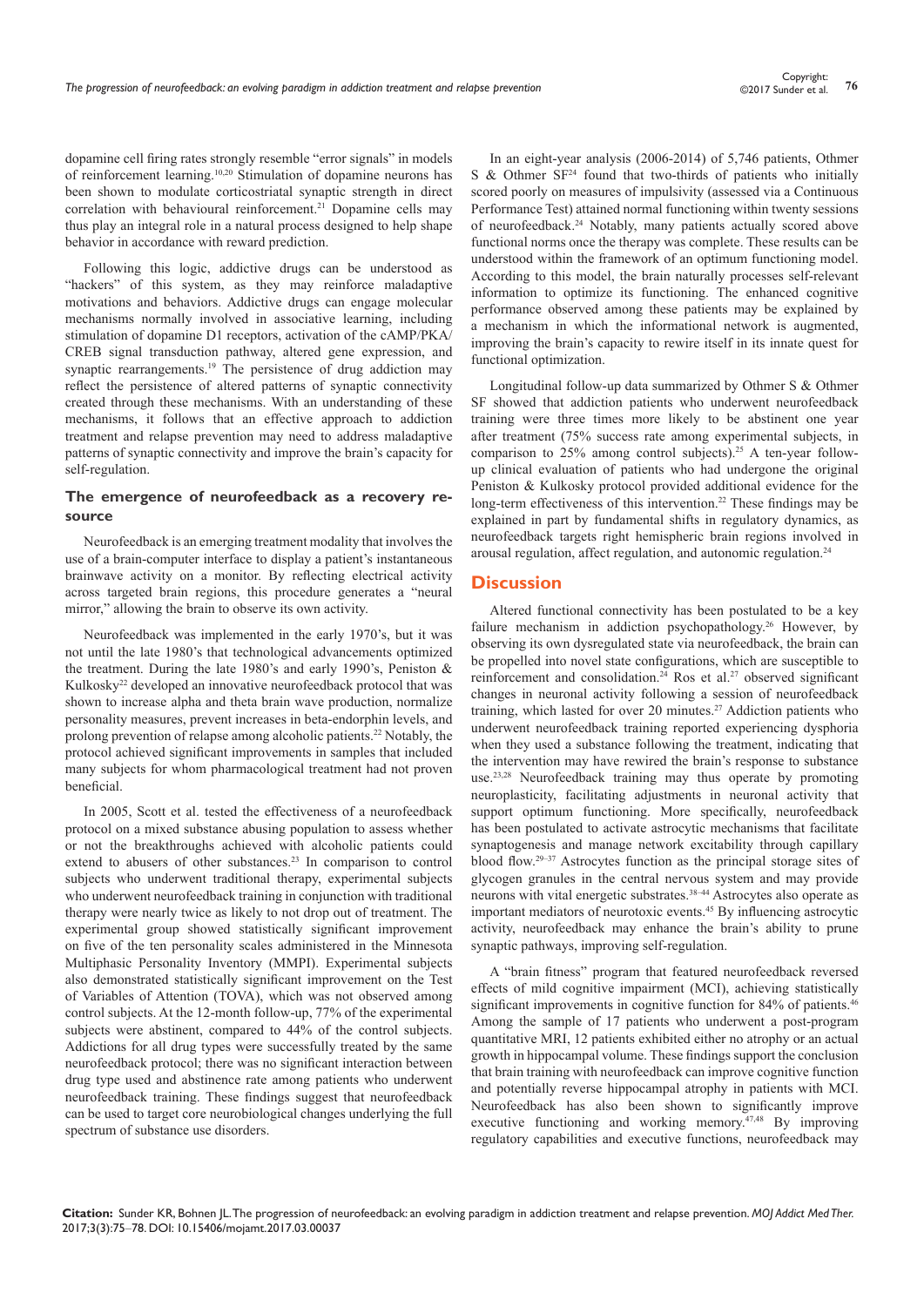dopamine cell firing rates strongly resemble "error signals" in models of reinforcement learning.[10,20] Stimulation of dopamine neurons has been shown to modulate corticostriatal synaptic strength in direct correlation with behavioural reinforcement.[21] Dopamine cells may thus play an integral role in a natural process designed to help shape behavior in accordance with reward prediction.

Following this logic, addictive drugs can be understood as "hackers" of this system, as they may reinforce maladaptive motivations and behaviors. Addictive drugs can engage molecular mechanisms normally involved in associative learning, including stimulation of dopamine D1 receptors, activation of the cAMP/PKA/CREB signal transduction pathway, altered gene expression, and synaptic rearrangements.[19] The persistence of drug addiction may reflect the persistence of altered patterns of synaptic connectivity created through these mechanisms. With an understanding of these mechanisms, it follows that an effective approach to addiction treatment and relapse prevention may need to address maladaptive patterns of synaptic connectivity and improve the brain's capacity for self-regulation.

### The emergence of neurofeedback as a recovery resource

Neurofeedback is an emerging treatment modality that involves the use of a brain-computer interface to display a patient's instantaneous brainwave activity on a monitor. By reflecting electrical activity across targeted brain regions, this procedure generates a "neural mirror," allowing the brain to observe its own activity.

Neurofeedback was implemented in the early 1970's, but it was not until the late 1980's that technological advancements optimized the treatment. During the late 1980's and early 1990's, Peniston & Kulkosky[22] developed an innovative neurofeedback protocol that was shown to increase alpha and theta brain wave production, normalize personality measures, prevent increases in beta-endorphin levels, and prolong prevention of relapse among alcoholic patients.[22] Notably, the protocol achieved significant improvements in samples that included many subjects for whom pharmacological treatment had not proven beneficial.

In 2005, Scott et al. tested the effectiveness of a neurofeedback protocol on a mixed substance abusing population to assess whether or not the breakthroughs achieved with alcoholic patients could extend to abusers of other substances.[23] In comparison to control subjects who underwent traditional therapy, experimental subjects who underwent neurofeedback training in conjunction with traditional therapy were nearly twice as likely to not drop out of treatment. The experimental group showed statistically significant improvement on five of the ten personality scales administered in the Minnesota Multiphasic Personality Inventory (MMPI). Experimental subjects also demonstrated statistically significant improvement on the Test of Variables of Attention (TOVA), which was not observed among control subjects. At the 12-month follow-up, 77% of the experimental subjects were abstinent, compared to 44% of the control subjects. Addictions for all drug types were successfully treated by the same neurofeedback protocol; there was no significant interaction between drug type used and abstinence rate among patients who underwent neurofeedback training. These findings suggest that neurofeedback can be used to target core neurobiological changes underlying the full spectrum of substance use disorders.

In an eight-year analysis (2006-2014) of 5,746 patients, Othmer S & Othmer SF[24] found that two-thirds of patients who initially scored poorly on measures of impulsivity (assessed via a Continuous Performance Test) attained normal functioning within twenty sessions of neurofeedback.[24] Notably, many patients actually scored above functional norms once the therapy was complete. These results can be understood within the framework of an optimum functioning model. According to this model, the brain naturally processes self-relevant information to optimize its functioning. The enhanced cognitive performance observed among these patients may be explained by a mechanism in which the informational network is augmented, improving the brain's capacity to rewire itself in its innate quest for functional optimization.

Longitudinal follow-up data summarized by Othmer S & Othmer SF showed that addiction patients who underwent neurofeedback training were three times more likely to be abstinent one year after treatment (75% success rate among experimental subjects, in comparison to 25% among control subjects).[25] A ten-year follow-up clinical evaluation of patients who had undergone the original Peniston & Kulkosky protocol provided additional evidence for the long-term effectiveness of this intervention.[22] These findings may be explained in part by fundamental shifts in regulatory dynamics, as neurofeedback targets right hemispheric brain regions involved in arousal regulation, affect regulation, and autonomic regulation.[24]

## Discussion

Altered functional connectivity has been postulated to be a key failure mechanism in addiction psychopathology.[26] However, by observing its own dysregulated state via neurofeedback, the brain can be propelled into novel state configurations, which are susceptible to reinforcement and consolidation.[24] Ros et al.[27] observed significant changes in neuronal activity following a session of neurofeedback training, which lasted for over 20 minutes.[27] Addiction patients who underwent neurofeedback training reported experiencing dysphoria when they used a substance following the treatment, indicating that the intervention may have rewired the brain's response to substance use.[23,28] Neurofeedback training may thus operate by promoting neuroplasticity, facilitating adjustments in neuronal activity that support optimum functioning. More specifically, neurofeedback has been postulated to activate astrocytic mechanisms that facilitate synaptogenesis and manage network excitability through capillary blood flow.[29–37] Astrocytes function as the principal storage sites of glycogen granules in the central nervous system and may provide neurons with vital energetic substrates.[38–44] Astrocytes also operate as important mediators of neurotoxic events.[45] By influencing astrocytic activity, neurofeedback may enhance the brain's ability to prune synaptic pathways, improving self-regulation.

A "brain fitness" program that featured neurofeedback reversed effects of mild cognitive impairment (MCI), achieving statistically significant improvements in cognitive function for 84% of patients.[46] Among the sample of 17 patients who underwent a post-program quantitative MRI, 12 patients exhibited either no atrophy or an actual growth in hippocampal volume. These findings support the conclusion that brain training with neurofeedback can improve cognitive function and potentially reverse hippocampal atrophy in patients with MCI. Neurofeedback has also been shown to significantly improve executive functioning and working memory.[47,48] By improving regulatory capabilities and executive functions, neurofeedback may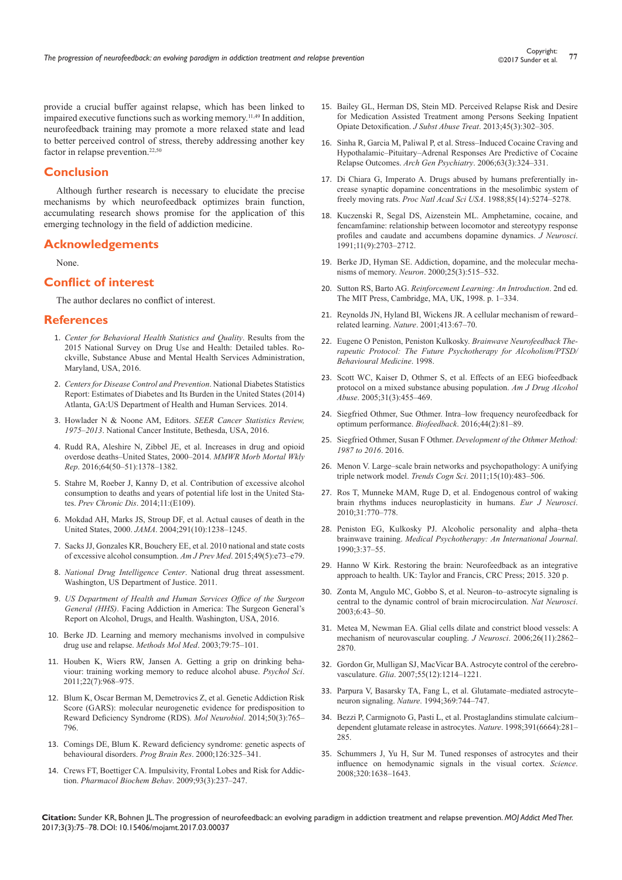provide a crucial buffer against relapse, which has been linked to impaired executive functions such as working memory.[11,49] In addition, neurofeedback training may promote a more relaxed state and lead to better perceived control of stress, thereby addressing another key factor in relapse prevention.[22,50]

## Conclusion

Although further research is necessary to elucidate the precise mechanisms by which neurofeedback optimizes brain function, accumulating research shows promise for the application of this emerging technology in the field of addiction medicine.

## Acknowledgements

None.

## Conflict of interest

The author declares no conflict of interest.

## References

1. *Center for Behavioral Health Statistics and Quality*. Results from the 2015 National Survey on Drug Use and Health: Detailed tables. Rockville, Substance Abuse and Mental Health Services Administration, Maryland, USA, 2016.
2. *Centers for Disease Control and Prevention*. National Diabetes Statistics Report: Estimates of Diabetes and Its Burden in the United States (2014) Atlanta, GA:US Department of Health and Human Services. 2014.
3. Howlader N & Noone AM, Editors. *SEER Cancer Statistics Review, 1975–2013*. National Cancer Institute, Bethesda, USA, 2016.
4. Rudd RA, Aleshire N, Zibbel JE, et al. Increases in drug and opioid overdose deaths–United States, 2000–2014. *MMWR Morb Mortal Wkly Rep*. 2016;64(50–51):1378–1382.
5. Stahre M, Roeber J, Kanny D, et al. Contribution of excessive alcohol consumption to deaths and years of potential life lost in the United States. *Prev Chronic Dis*. 2014;11:(E109).
6. Mokdad AH, Marks JS, Stroup DF, et al. Actual causes of death in the United States, 2000. *JAMA*. 2004;291(10):1238–1245.
7. Sacks JJ, Gonzales KR, Bouchery EE, et al. 2010 national and state costs of excessive alcohol consumption. *Am J Prev Med*. 2015;49(5):e73–e79.
8. *National Drug Intelligence Center*. National drug threat assessment. Washington, US Department of Justice. 2011.
9. *US Department of Health and Human Services Office of the Surgeon General (HHS)*. Facing Addiction in America: The Surgeon General's Report on Alcohol, Drugs, and Health. Washington, USA, 2016.
10. Berke JD. Learning and memory mechanisms involved in compulsive drug use and relapse. *Methods Mol Med*. 2003;79:75–101.
11. Houben K, Wiers RW, Jansen A. Getting a grip on drinking behaviour: training working memory to reduce alcohol abuse. *Psychol Sci*. 2011;22(7):968–975.
12. Blum K, Oscar Berman M, Demetrovics Z, et al. Genetic Addiction Risk Score (GARS): molecular neurogenetic evidence for predisposition to Reward Deficiency Syndrome (RDS). *Mol Neurobiol*. 2014;50(3):765–796.
13. Comings DE, Blum K. Reward deficiency syndrome: genetic aspects of behavioural disorders. *Prog Brain Res*. 2000;126:325–341.
14. Crews FT, Boettiger CA. Impulsivity, Frontal Lobes and Risk for Addiction. *Pharmacol Biochem Behav*. 2009;93(3):237–247.
15. Bailey GL, Herman DS, Stein MD. Perceived Relapse Risk and Desire for Medication Assisted Treatment among Persons Seeking Inpatient Opiate Detoxification. *J Subst Abuse Treat*. 2013;45(3):302–305.
16. Sinha R, Garcia M, Paliwal P, et al. Stress–Induced Cocaine Craving and Hypothalamic–Pituitary–Adrenal Responses Are Predictive of Cocaine Relapse Outcomes. *Arch Gen Psychiatry*. 2006;63(3):324–331.
17. Di Chiara G, Imperato A. Drugs abused by humans preferentially increase synaptic dopamine concentrations in the mesolimbic system of freely moving rats. *Proc Natl Acad Sci USA*. 1988;85(14):5274–5278.
18. Kuczenski R, Segal DS, Aizenstein ML. Amphetamine, cocaine, and fencamfamine: relationship between locomotor and stereotypy response profiles and caudate and accumbens dopamine dynamics. *J Neurosci*. 1991;11(9):2703–2712.
19. Berke JD, Hyman SE. Addiction, dopamine, and the molecular mechanisms of memory. *Neuron*. 2000;25(3):515–532.
20. Sutton RS, Barto AG. *Reinforcement Learning: An Introduction*. 2nd ed. The MIT Press, Cambridge, MA, UK, 1998. p. 1–334.
21. Reynolds JN, Hyland BI, Wickens JR. A cellular mechanism of reward–related learning. *Nature*. 2001;413:67–70.
22. Eugene O Peniston, Peniston Kulkosky. *Brainwave Neurofeedback Therapeutic Protocol: The Future Psychotherapy for Alcoholism/PTSD/Behavioural Medicine*. 1998.
23. Scott WC, Kaiser D, Othmer S, et al. Effects of an EEG biofeedback protocol on a mixed substance abusing population. *Am J Drug Alcohol Abuse*. 2005;31(3):455–469.
24. Siegfried Othmer, Sue Othmer. Intra–low frequency neurofeedback for optimum performance. *Biofeedback*. 2016;44(2):81–89.
25. Siegfried Othmer, Susan F Othmer. *Development of the Othmer Method: 1987 to 2016*. 2016.
26. Menon V. Large–scale brain networks and psychopathology: A unifying triple network model. *Trends Cogn Sci*. 2011;15(10):483–506.
27. Ros T, Munneke MAM, Ruge D, et al. Endogenous control of waking brain rhythms induces neuroplasticity in humans. *Eur J Neurosci*. 2010;31:770–778.
28. Peniston EG, Kulkosky PJ. Alcoholic personality and alpha–theta brainwave training. *Medical Psychotherapy: An International Journal*. 1990;3:37–55.
29. Hanno W Kirk. Restoring the brain: Neurofeedback as an integrative approach to health. UK: Taylor and Francis, CRC Press; 2015. 320 p.
30. Zonta M, Angulo MC, Gobbo S, et al. Neuron–to–astrocyte signaling is central to the dynamic control of brain microcirculation. *Nat Neurosci*. 2003;6:43–50.
31. Metea M, Newman EA. Glial cells dilate and constrict blood vessels: A mechanism of neurovascular coupling. *J Neurosci*. 2006;26(11):2862–2870.
32. Gordon Gr, Mulligan SJ, MacVicar BA. Astrocyte control of the cerebrovasculature. *Glia*. 2007;55(12):1214–1221.
33. Parpura V, Basarsky TA, Fang L, et al. Glutamate–mediated astrocyte–neuron signaling. *Nature*. 1994;369:744–747.
34. Bezzi P, Carmignoto G, Pasti L, et al. Prostaglandins stimulate calcium–dependent glutamate release in astrocytes. *Nature*. 1998;391(6664):281–285.
35. Schummers J, Yu H, Sur M. Tuned responses of astrocytes and their influence on hemodynamic signals in the visual cortex. *Science*. 2008;320:1638–1643.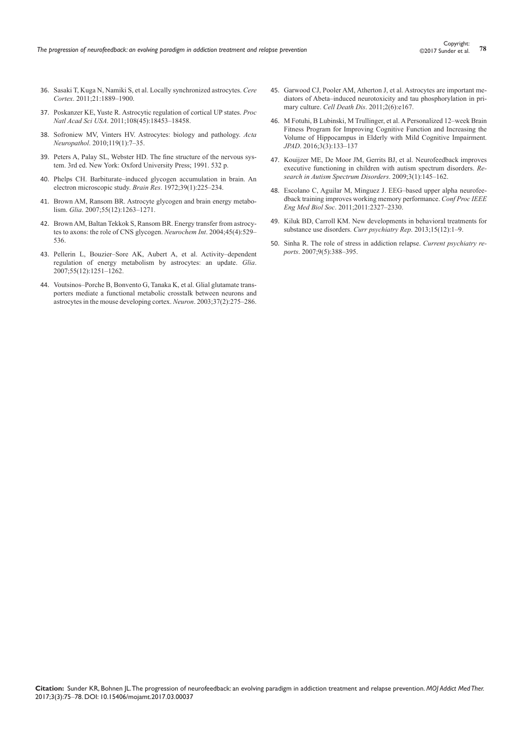36. Sasaki T, Kuga N, Namiki S, et al. Locally synchronized astrocytes. *Cere Cortex*. 2011;21:1889–1900.
37. Poskanzer KE, Yuste R. Astrocytic regulation of cortical UP states. *Proc Natl Acad Sci USA*. 2011;108(45):18453–18458.
38. Sofroniew MV, Vinters HV. Astrocytes: biology and pathology. *Acta Neuropathol*. 2010;119(1):7–35.
39. Peters A, Palay SL, Webster HD. The fine structure of the nervous system. 3rd ed. New York: Oxford University Press; 1991. 532 p.
40. Phelps CH. Barbiturate–induced glycogen accumulation in brain. An electron microscopic study. *Brain Res*. 1972;39(1):225–234.
41. Brown AM, Ransom BR. Astrocyte glycogen and brain energy metabolism. *Glia*. 2007;55(12):1263–1271.
42. Brown AM, Baltan Tekkok S, Ransom BR. Energy transfer from astrocytes to axons: the role of CNS glycogen. *Neurochem Int*. 2004;45(4):529–536.
43. Pellerin L, Bouzier–Sore AK, Aubert A, et al. Activity–dependent regulation of energy metabolism by astrocytes: an update. *Glia*. 2007;55(12):1251–1262.
44. Voutsinos–Porche B, Bonvento G, Tanaka K, et al. Glial glutamate transporters mediate a functional metabolic crosstalk between neurons and astrocytes in the mouse developing cortex. *Neuron*. 2003;37(2):275–286.
45. Garwood CJ, Pooler AM, Atherton J, et al. Astrocytes are important mediators of Abeta–induced neurotoxicity and tau phosphorylation in primary culture. *Cell Death Dis*. 2011;2(6):e167.
46. M Fotuhi, B Lubinski, M Trullinger, et al. A Personalized 12–week Brain Fitness Program for Improving Cognitive Function and Increasing the Volume of Hippocampus in Elderly with Mild Cognitive Impairment. *JPAD*. 2016;3(3):133–137
47. Kouijzer ME, De Moor JM, Gerrits BJ, et al. Neurofeedback improves executive functioning in children with autism spectrum disorders. *Research in Autism Spectrum Disorders*. 2009;3(1):145–162.
48. Escolano C, Aguilar M, Minguez J. EEG–based upper alpha neurofeedback training improves working memory performance. *Conf Proc IEEE Eng Med Biol Soc*. 2011;2011:2327–2330.
49. Kiluk BD, Carroll KM. New developments in behavioral treatments for substance use disorders. *Curr psychiatry Rep*. 2013;15(12):1–9.
50. Sinha R. The role of stress in addiction relapse. *Current psychiatry reports*. 2007;9(5):388–395.

**Citation:** Sunder KR, Bohnen JL. The progression of neurofeedback: an evolving paradigm in addiction treatment and relapse prevention. *MOJ Addict Med Ther.* 2017;3(3):75–78. DOI: 10.15406/mojamt.2017.03.00037